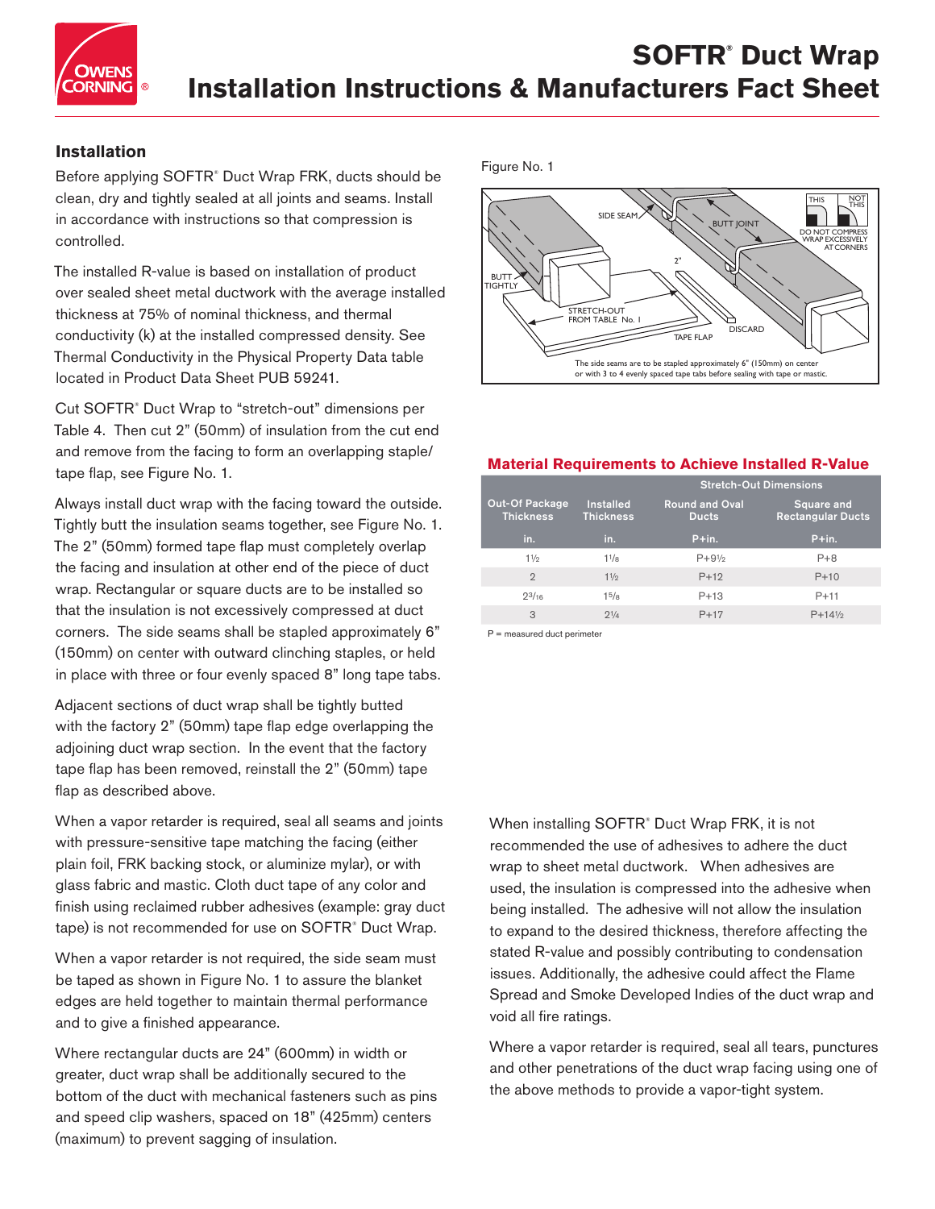# SOFTR® Duct Wrap Installation Instructions & Manufacturers Fact Sheet

## Installation

Before applying SOFTR® Duct Wrap FRK, ducts should be clean, dry and tightly sealed at all joints and seams. Install in accordance with instructions so that compression is controlled.

The installed R-value is based on installation of product over sealed sheet metal ductwork with the average installed thickness at 75% of nominal thickness, and thermal conductivity (k) at the installed compressed density. See Thermal Conductivity in the Physical Property Data table located in Product Data Sheet PUB 59241.

Cut SOFTR® Duct Wrap to "stretch-out" dimensions per Table 4. Then cut 2" (50mm) of insulation from the cut end and remove from the facing to form an overlapping staple/ tape flap, see Figure No. 1.

Always install duct wrap with the facing toward the outside. Tightly butt the insulation seams together, see Figure No. 1. The 2" (50mm) formed tape flap must completely overlap the facing and insulation at other end of the piece of duct wrap. Rectangular or square ducts are to be installed so that the insulation is not excessively compressed at duct corners. The side seams shall be stapled approximately 6" (150mm) on center with outward clinching staples, or held in place with three or four evenly spaced 8" long tape tabs.

Adjacent sections of duct wrap shall be tightly butted with the factory 2" (50mm) tape flap edge overlapping the adjoining duct wrap section. In the event that the factory tape flap has been removed, reinstall the 2" (50mm) tape flap as described above.

When a vapor retarder is required, seal all seams and joints with pressure-sensitive tape matching the facing (either plain foil, FRK backing stock, or aluminize mylar), or with glass fabric and mastic. Cloth duct tape of any color and finish using reclaimed rubber adhesives (example: gray duct tape) is not recommended for use on SOFTR® Duct Wrap.

When a vapor retarder is not required, the side seam must be taped as shown in Figure No. 1 to assure the blanket edges are held together to maintain thermal performance and to give a finished appearance.

Where rectangular ducts are 24" (600mm) in width or greater, duct wrap shall be additionally secured to the bottom of the duct with mechanical fasteners such as pins and speed clip washers, spaced on 18" (425mm) centers (maximum) to prevent sagging of insulation.

Figure No. 1

SIDE SEAM — BUTT JOINT — BUTT TIGHTLY — STRETCH-OUT FROM TABLE No. 1 — 2" — TAPE FLAP — DISCARD — THIS / NOT THIS — DO NOT COMPRESS WRAP EXCESSIVELY AT CORNERS

The side seams are to be stapled approximately 6" (150mm) on center or with 3 to 4 evenly spaced tape tabs before sealing with tape or mastic.

### Material Requirements to Achieve Installed R-Value

| Out-Of Package Thickness | Installed Thickness | Stretch-Out Dimensions | |
|---|---|---|---|
| | | Round and Oval Ducts | Square and Rectangular Ducts |
| in. | in. | P+in. | P+in. |
| 1½ | 1⅛ | P+9½ | P+8 |
| 2 | 1½ | P+12 | P+10 |
| 2³⁄₁₆ | 1⅝ | P+13 | P+11 |
| 3 | 2¼ | P+17 | P+14½ |

P = measured duct perimeter

When installing SOFTR® Duct Wrap FRK, it is not recommended the use of adhesives to adhere the duct wrap to sheet metal ductwork. When adhesives are used, the insulation is compressed into the adhesive when being installed. The adhesive will not allow the insulation to expand to the desired thickness, therefore affecting the stated R-value and possibly contributing to condensation issues. Additionally, the adhesive could affect the Flame Spread and Smoke Developed Indies of the duct wrap and void all fire ratings.

Where a vapor retarder is required, seal all tears, punctures and other penetrations of the duct wrap facing using one of the above methods to provide a vapor-tight system.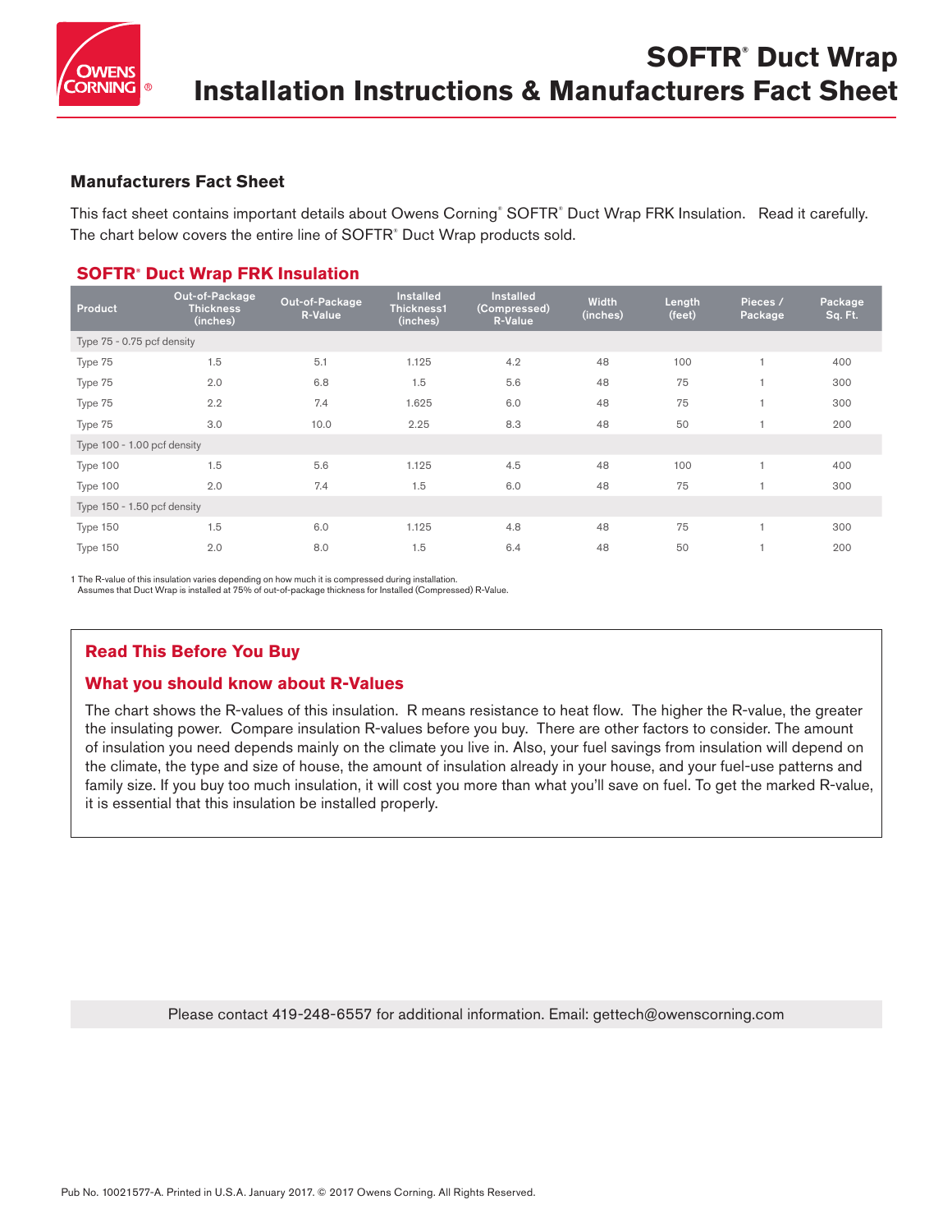# SOFTR® Duct Wrap
# Installation Instructions & Manufacturers Fact Sheet

## Manufacturers Fact Sheet

This fact sheet contains important details about Owens Corning® SOFTR® Duct Wrap FRK Insulation. Read it carefully. The chart below covers the entire line of SOFTR® Duct Wrap products sold.

### SOFTR® Duct Wrap FRK Insulation

| Product | Out-of-Package Thickness (inches) | Out-of-Package R-Value | Installed Thickness[1] (inches) | Installed (Compressed) R-Value | Width (inches) | Length (feet) | Pieces / Package | Package Sq. Ft. |
|---|---|---|---|---|---|---|---|---|
| Type 75 - 0.75 pcf density | | | | | | | | |
| Type 75 | 1.5 | 5.1 | 1.125 | 4.2 | 48 | 100 | 1 | 400 |
| Type 75 | 2.0 | 6.8 | 1.5 | 5.6 | 48 | 75 | 1 | 300 |
| Type 75 | 2.2 | 7.4 | 1.625 | 6.0 | 48 | 75 | 1 | 300 |
| Type 75 | 3.0 | 10.0 | 2.25 | 8.3 | 48 | 50 | 1 | 200 |
| Type 100 - 1.00 pcf density | | | | | | | | |
| Type 100 | 1.5 | 5.6 | 1.125 | 4.5 | 48 | 100 | 1 | 400 |
| Type 100 | 2.0 | 7.4 | 1.5 | 6.0 | 48 | 75 | 1 | 300 |
| Type 150 - 1.50 pcf density | | | | | | | | |
| Type 150 | 1.5 | 6.0 | 1.125 | 4.8 | 48 | 75 | 1 | 300 |
| Type 150 | 2.0 | 8.0 | 1.5 | 6.4 | 48 | 50 | 1 | 200 |

1 The R-value of this insulation varies depending on how much it is compressed during installation.
Assumes that Duct Wrap is installed at 75% of out-of-package thickness for Installed (Compressed) R-Value.

### Read This Before You Buy

### What you should know about R-Values

The chart shows the R-values of this insulation. R means resistance to heat flow. The higher the R-value, the greater the insulating power. Compare insulation R-values before you buy. There are other factors to consider. The amount of insulation you need depends mainly on the climate you live in. Also, your fuel savings from insulation will depend on the climate, the type and size of house, the amount of insulation already in your house, and your fuel-use patterns and family size. If you buy too much insulation, it will cost you more than what you'll save on fuel. To get the marked R-value, it is essential that this insulation be installed properly.

Please contact 419-248-6557 for additional information. Email: gettech@owenscorning.com

Pub No. 10021577-A. Printed in U.S.A. January 2017. © 2017 Owens Corning. All Rights Reserved.